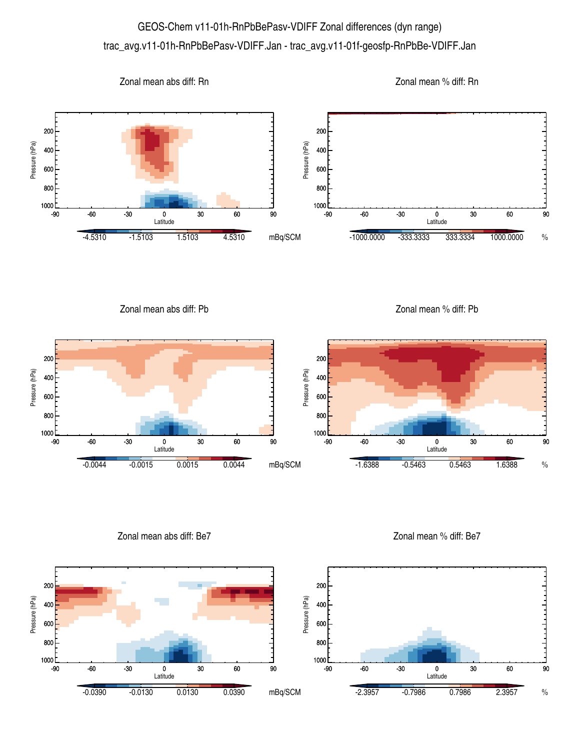# GEOS-Chem v11-01h-RnPbBePasv-VDIFF Zonal differences (dyn range)

trac_avg.v11-01h-RnPbBePasv-VDIFF.Jan - trac_avg.v11-01f-geosfp-RnPbBe-VDIFF.Jan

## Zonal mean abs diff: Rn

Pressure (hPa): 200, 400, 600, 800, 1000

Latitude: -90, -60, -30, 0, 30, 60, 90

-4.5310 -1.5103 1.5103 4.5310 mBq/SCM

## Zonal mean % diff: Rn

Pressure (hPa): 200, 400, 600, 800, 1000

Latitude: -90, -60, -30, 0, 30, 60, 90

-1000.0000 -333.3333 333.3334 1000.0000 %

## Zonal mean abs diff: Pb

Pressure (hPa): 200, 400, 600, 800, 1000

Latitude: -90, -60, -30, 0, 30, 60, 90

-0.0044 -0.0015 0.0015 0.0044 mBq/SCM

## Zonal mean % diff: Pb

Pressure (hPa): 200, 400, 600, 800, 1000

Latitude: -90, -60, -30, 0, 30, 60, 90

-1.6388 -0.5463 0.5463 1.6388 %

## Zonal mean abs diff: Be7

Pressure (hPa): 200, 400, 600, 800, 1000

Latitude: -90, -60, -30, 0, 30, 60, 90

-0.0390 -0.0130 0.0130 0.0390 mBq/SCM

## Zonal mean % diff: Be7

Pressure (hPa): 200, 400, 600, 800, 1000

Latitude: -90, -60, -30, 0, 30, 60, 90

-2.3957 -0.7986 0.7986 2.3957 %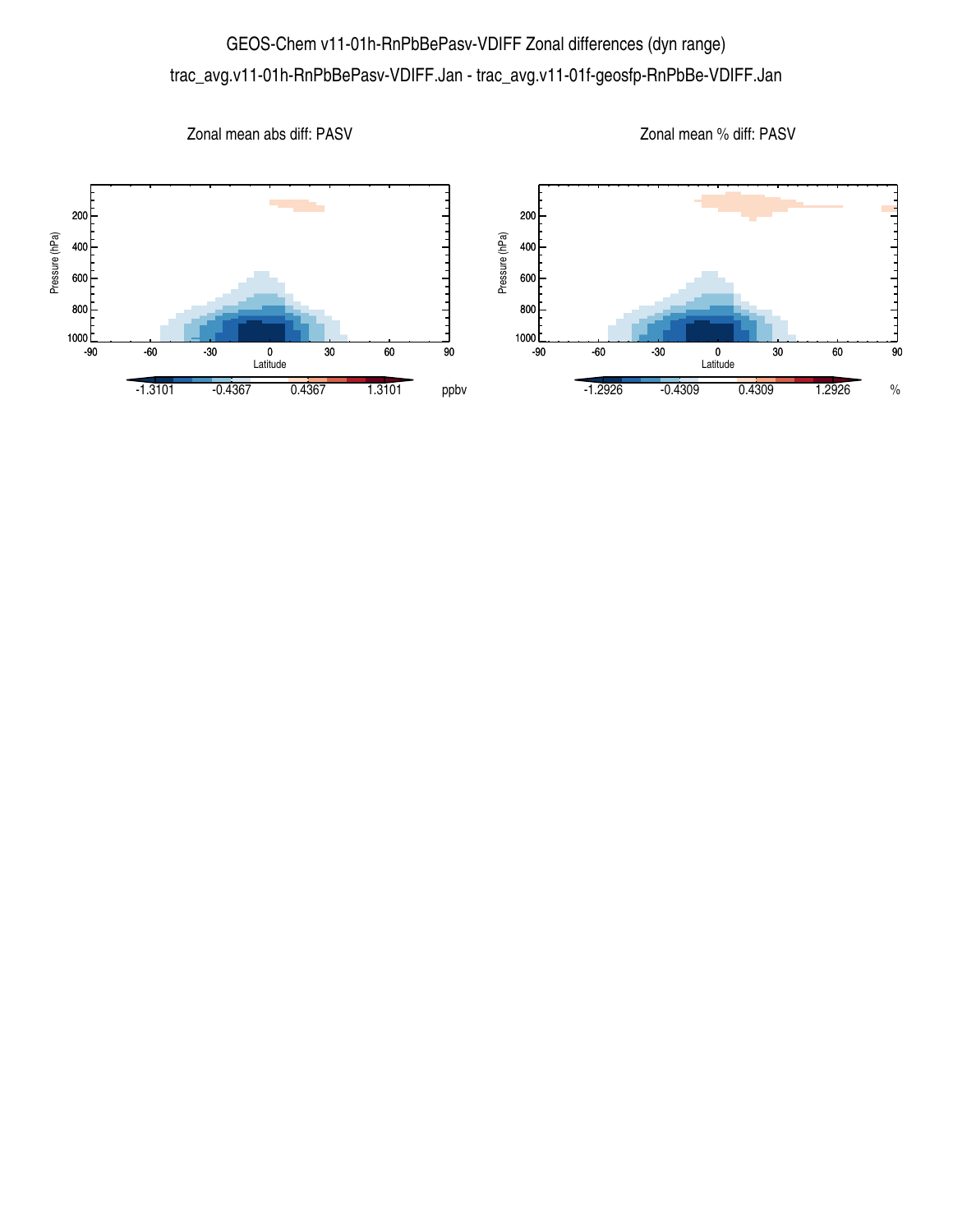GEOS-Chem v11-01h-RnPbBePasv-VDIFF Zonal differences (dyn range)

trac_avg.v11-01h-RnPbBePasv-VDIFF.Jan - trac_avg.v11-01f-geosfp-RnPbBe-VDIFF.Jan

Zonal mean abs diff: PASV

Pressure (hPa)

200
400
600
800
1000

-90 -60 -30 0 30 60 90

Latitude

-1.3101 -0.4367 0.4367 1.3101 ppbv

Zonal mean % diff: PASV

Pressure (hPa)

200
400
600
800
1000

-90 -60 -30 0 30 60 90

Latitude

-1.2926 -0.4309 0.4309 1.2926 %